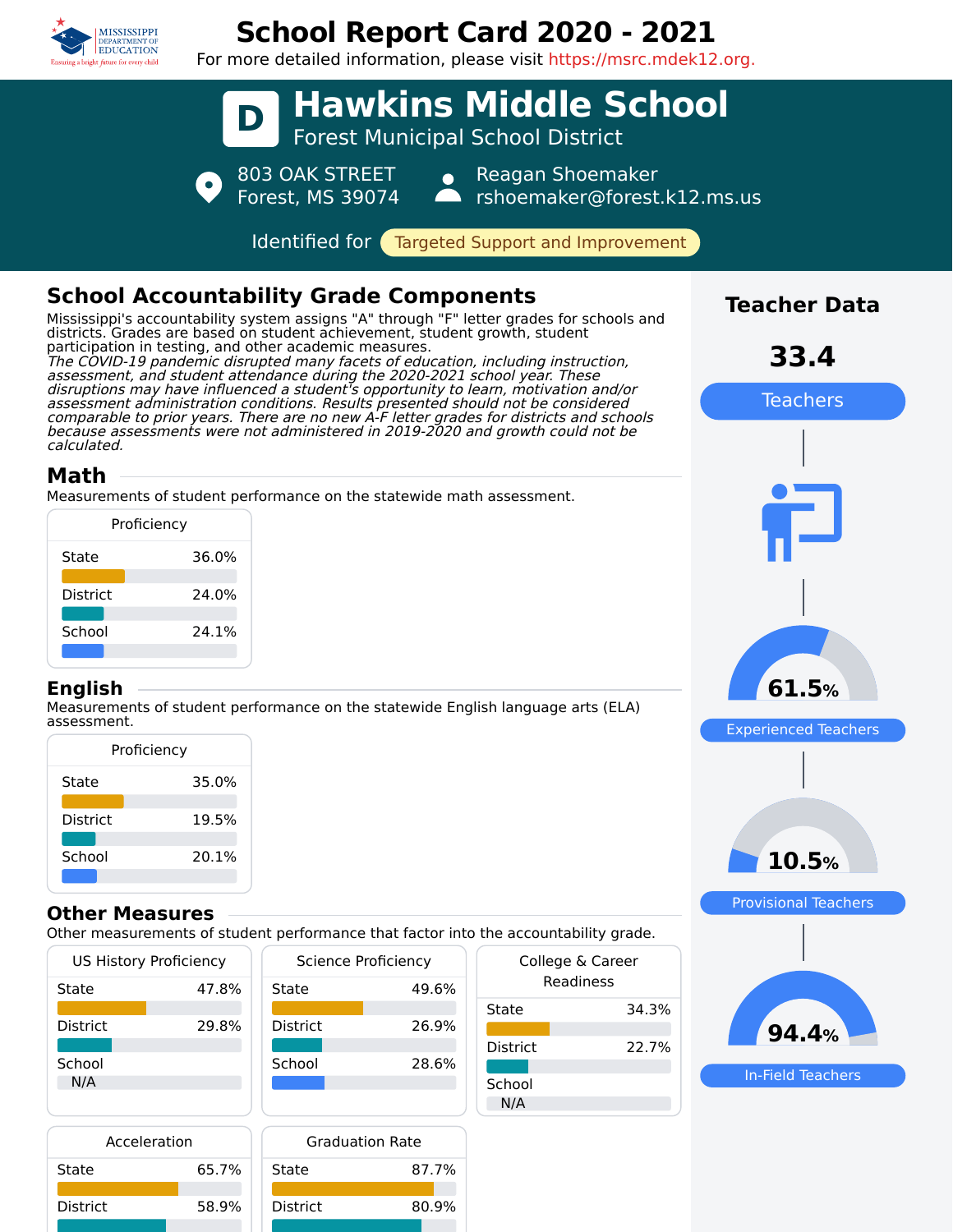# School Report Card 2020 - 2021

For more detailed information, please visit https://msrc.mdek12.org.

**D**

# Hawkins Middle School

Forest Municipal School District

803 OAK STREET
Forest, MS 39074

Reagan Shoemaker
rshoemaker@forest.k12.ms.us

Identified for Targeted Support and Improvement

## School Accountability Grade Components

Mississippi's accountability system assigns "A" through "F" letter grades for schools and districts. Grades are based on student achievement, student growth, student participation in testing, and other academic measures.

*The COVID-19 pandemic disrupted many facets of education, including instruction, assessment, and student attendance during the 2020-2021 school year. These disruptions may have influenced a student's opportunity to learn, motivation and/or assessment administration conditions. Results presented should not be considered comparable to prior years. There are no new A-F letter grades for districts and schools because assessments were not administered in 2019-2020 and growth could not be calculated.*

### Math

Measurements of student performance on the statewide math assessment.

| Proficiency | |
|---|---|
| State | 36.0% |
| District | 24.0% |
| School | 24.1% |

### English

Measurements of student performance on the statewide English language arts (ELA) assessment.

| Proficiency | |
|---|---|
| State | 35.0% |
| District | 19.5% |
| School | 20.1% |

### Other Measures

Other measurements of student performance that factor into the accountability grade.

| US History Proficiency | |
|---|---|
| State | 47.8% |
| District | 29.8% |
| School | N/A |

| Science Proficiency | |
|---|---|
| State | 49.6% |
| District | 26.9% |
| School | 28.6% |

| College & Career Readiness | |
|---|---|
| State | 34.3% |
| District | 22.7% |
| School | N/A |

| Acceleration | |
|---|---|
| State | 65.7% |
| District | 58.9% |

| Graduation Rate | |
|---|---|
| State | 87.7% |
| District | 80.9% |

## Teacher Data

**33.4** Teachers

**61.5%** Experienced Teachers

**10.5%** Provisional Teachers

**94.4%** In-Field Teachers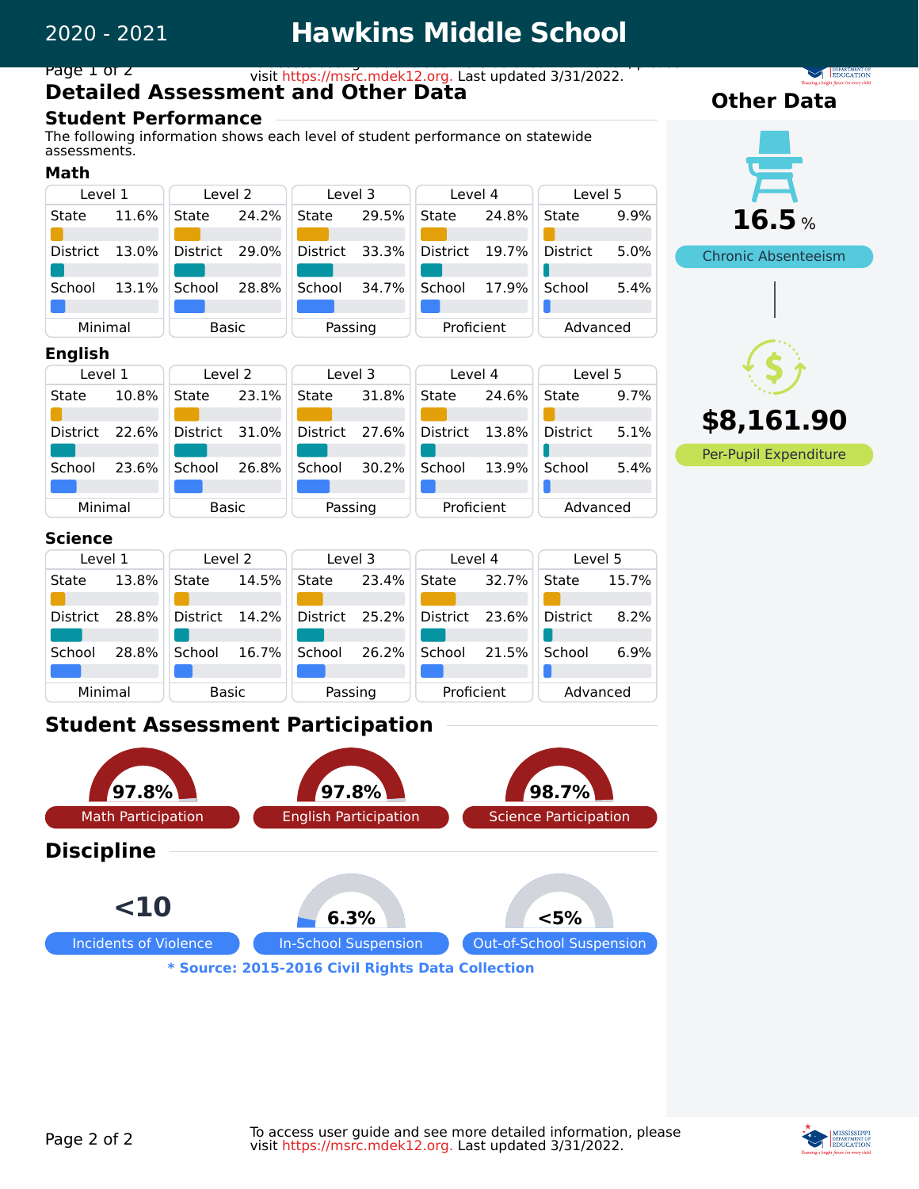# Hawkins Middle School

2020 - 2021

## Detailed Assessment and Other Data

### Student Performance

The following information shows each level of student performance on statewide assessments.

**Math**

| | Level 1 | Level 2 | Level 3 | Level 4 | Level 5 |
|---|---|---|---|---|---|
| State | 11.6% | 24.2% | 29.5% | 24.8% | 9.9% |
| District | 13.0% | 29.0% | 33.3% | 19.7% | 5.0% |
| School | 13.1% | 28.8% | 34.7% | 17.9% | 5.4% |
| | Minimal | Basic | Passing | Proficient | Advanced |

**English**

| | Level 1 | Level 2 | Level 3 | Level 4 | Level 5 |
|---|---|---|---|---|---|
| State | 10.8% | 23.1% | 31.8% | 24.6% | 9.7% |
| District | 22.6% | 31.0% | 27.6% | 13.8% | 5.1% |
| School | 23.6% | 26.8% | 30.2% | 13.9% | 5.4% |
| | Minimal | Basic | Passing | Proficient | Advanced |

**Science**

| | Level 1 | Level 2 | Level 3 | Level 4 | Level 5 |
|---|---|---|---|---|---|
| State | 13.8% | 14.5% | 23.4% | 32.7% | 15.7% |
| District | 28.8% | 14.2% | 25.2% | 23.6% | 8.2% |
| School | 28.8% | 16.7% | 26.2% | 21.5% | 6.9% |
| | Minimal | Basic | Passing | Proficient | Advanced |

### Student Assessment Participation

97.8%
Math Participation

97.8%
English Participation

98.7%
Science Participation

### Discipline

<10
Incidents of Violence

6.3%
In-School Suspension

<5%
Out-of-School Suspension

**\* Source: 2015-2016 Civil Rights Data Collection**

### Other Data

16.5 %
Chronic Absenteeism

$8,161.90
Per-Pupil Expenditure

To access user guide and see more detailed information, please visit https://msrc.mdek12.org. Last updated 3/31/2022.